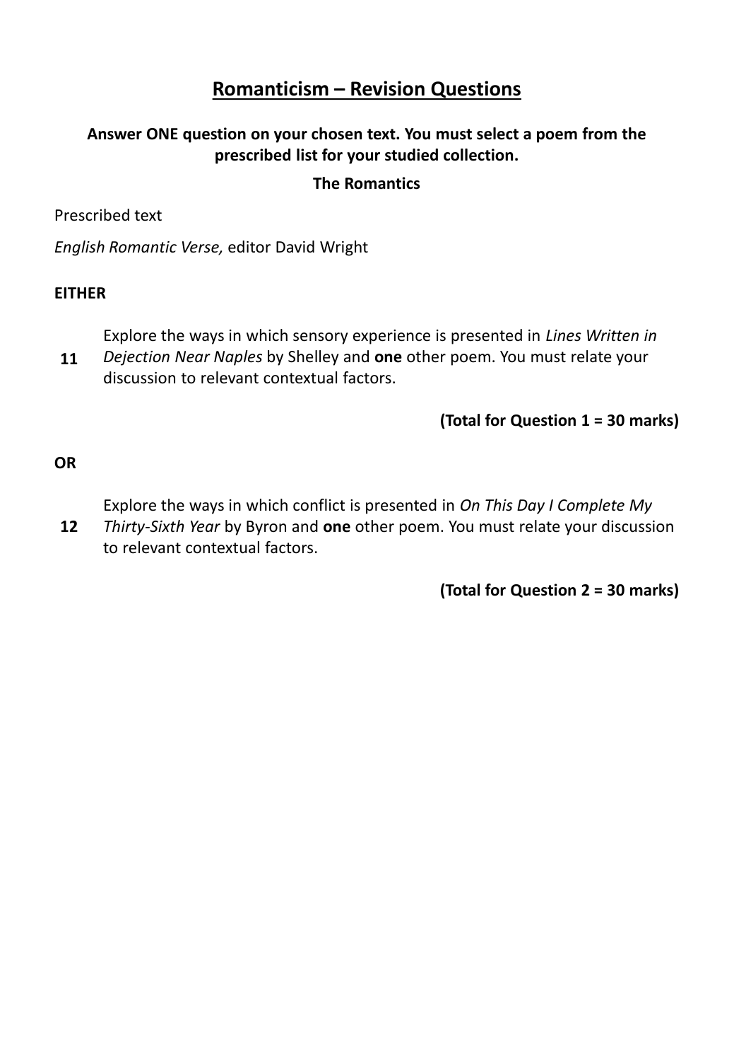# Romanticism – Revision Questions

**Answer ONE question on your chosen text. You must select a poem from the prescribed list for your studied collection.**

**The Romantics**

Prescribed text

*English Romantic Verse,* editor David Wright

**EITHER**

**11** Explore the ways in which sensory experience is presented in *Lines Written in Dejection Near Naples* by Shelley and **one** other poem. You must relate your discussion to relevant contextual factors.

**(Total for Question 1 = 30 marks)**

**OR**

**12** Explore the ways in which conflict is presented in *On This Day I Complete My Thirty-Sixth Year* by Byron and **one** other poem. You must relate your discussion to relevant contextual factors.

**(Total for Question 2 = 30 marks)**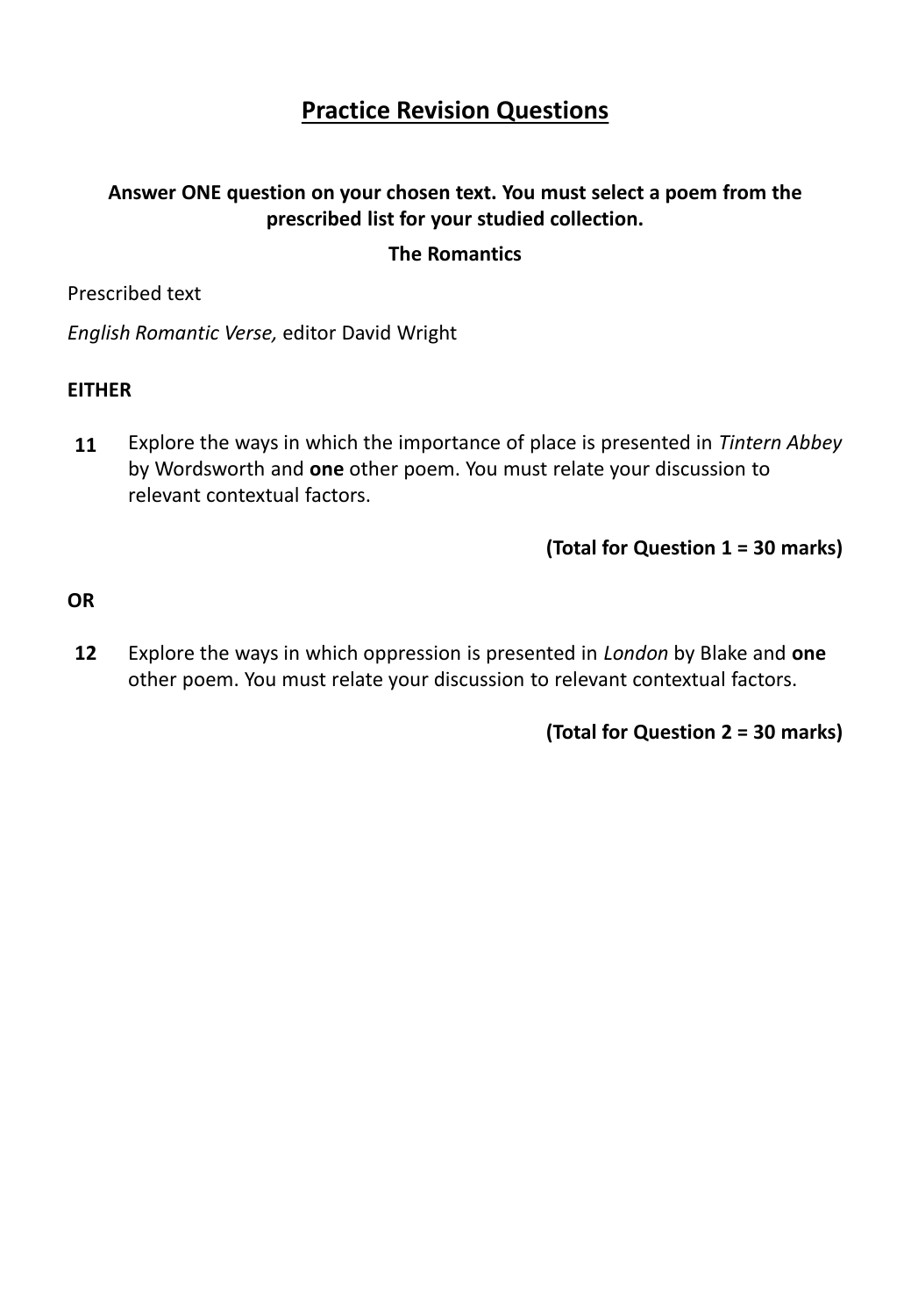# Practice Revision Questions

**Answer ONE question on your chosen text. You must select a poem from the prescribed list for your studied collection.**

**The Romantics**

Prescribed text

*English Romantic Verse,* editor David Wright

**EITHER**

**11** Explore the ways in which the importance of place is presented in *Tintern Abbey* by Wordsworth and **one** other poem. You must relate your discussion to relevant contextual factors.

**(Total for Question 1 = 30 marks)**

**OR**

**12** Explore the ways in which oppression is presented in *London* by Blake and **one** other poem. You must relate your discussion to relevant contextual factors.

**(Total for Question 2 = 30 marks)**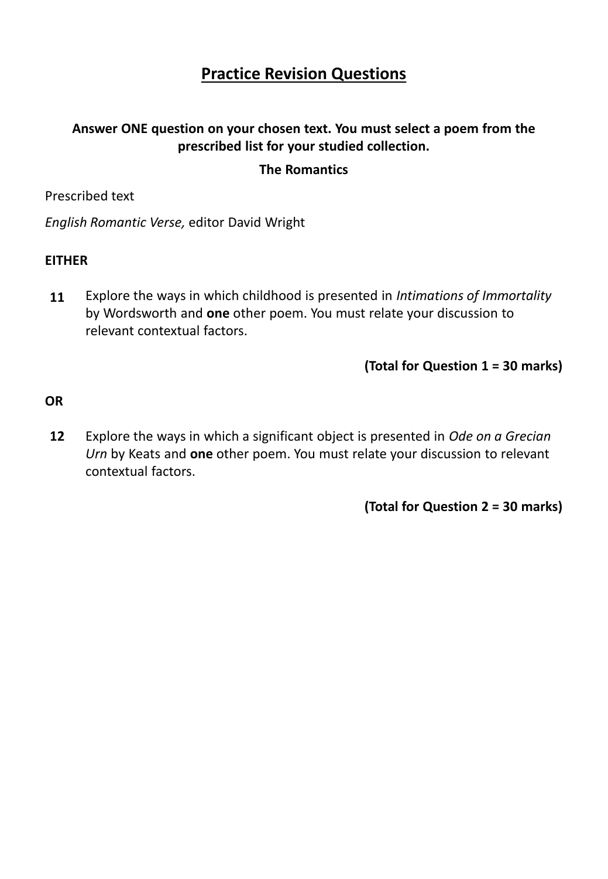# Practice Revision Questions

**Answer ONE question on your chosen text. You must select a poem from the prescribed list for your studied collection.**

**The Romantics**

Prescribed text

*English Romantic Verse,* editor David Wright

**EITHER**

**11** Explore the ways in which childhood is presented in *Intimations of Immortality* by Wordsworth and **one** other poem. You must relate your discussion to relevant contextual factors.

**(Total for Question 1 = 30 marks)**

**OR**

**12** Explore the ways in which a significant object is presented in *Ode on a Grecian Urn* by Keats and **one** other poem. You must relate your discussion to relevant contextual factors.

**(Total for Question 2 = 30 marks)**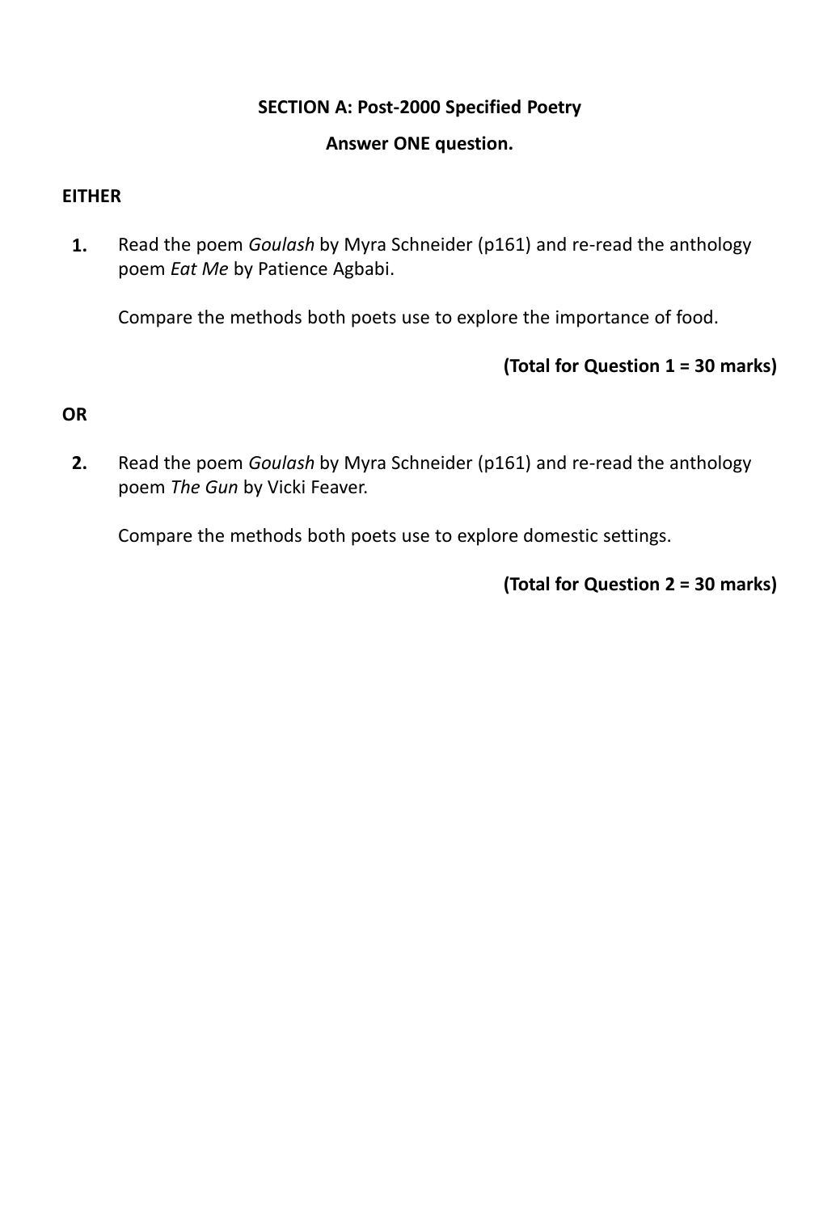**SECTION A: Post-2000 Specified Poetry**

**Answer ONE question.**

**EITHER**

**1.** Read the poem *Goulash* by Myra Schneider (p161) and re-read the anthology poem *Eat Me* by Patience Agbabi.

Compare the methods both poets use to explore the importance of food.

**(Total for Question 1 = 30 marks)**

**OR**

**2.** Read the poem *Goulash* by Myra Schneider (p161) and re-read the anthology poem *The Gun* by Vicki Feaver.

Compare the methods both poets use to explore domestic settings.

**(Total for Question 2 = 30 marks)**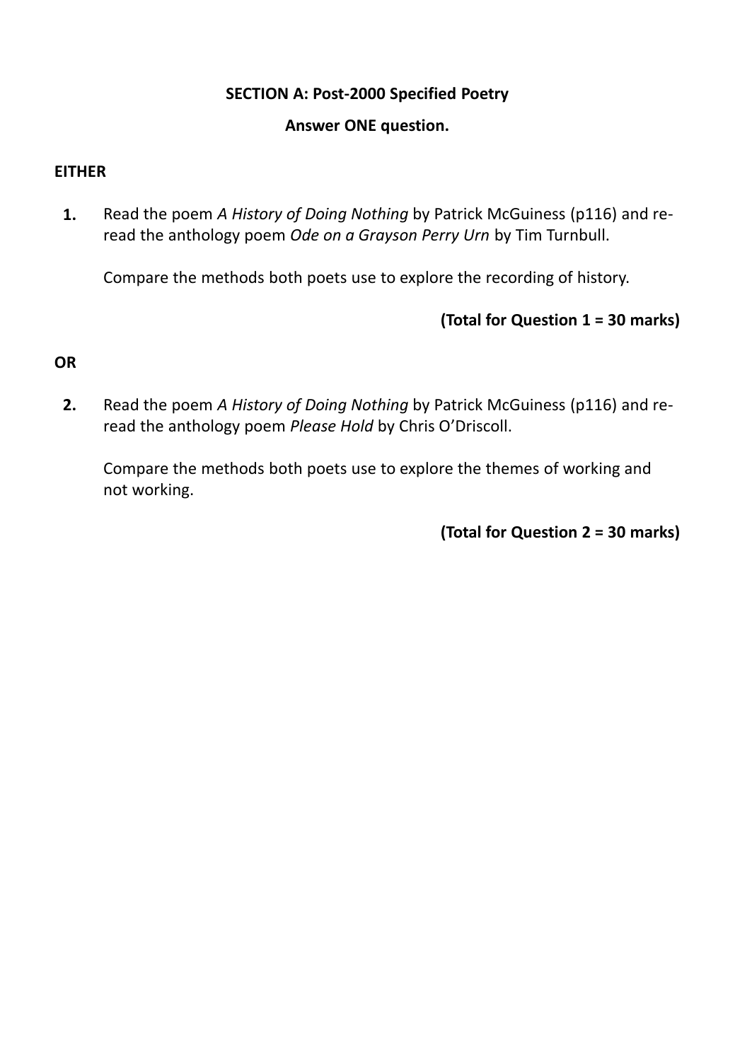**SECTION A: Post-2000 Specified Poetry**

**Answer ONE question.**

**EITHER**

**1.** Read the poem *A History of Doing Nothing* by Patrick McGuiness (p116) and re-read the anthology poem *Ode on a Grayson Perry Urn* by Tim Turnbull.

Compare the methods both poets use to explore the recording of history.

**(Total for Question 1 = 30 marks)**

**OR**

**2.** Read the poem *A History of Doing Nothing* by Patrick McGuiness (p116) and re-read the anthology poem *Please Hold* by Chris O'Driscoll.

Compare the methods both poets use to explore the themes of working and not working.

**(Total for Question 2 = 30 marks)**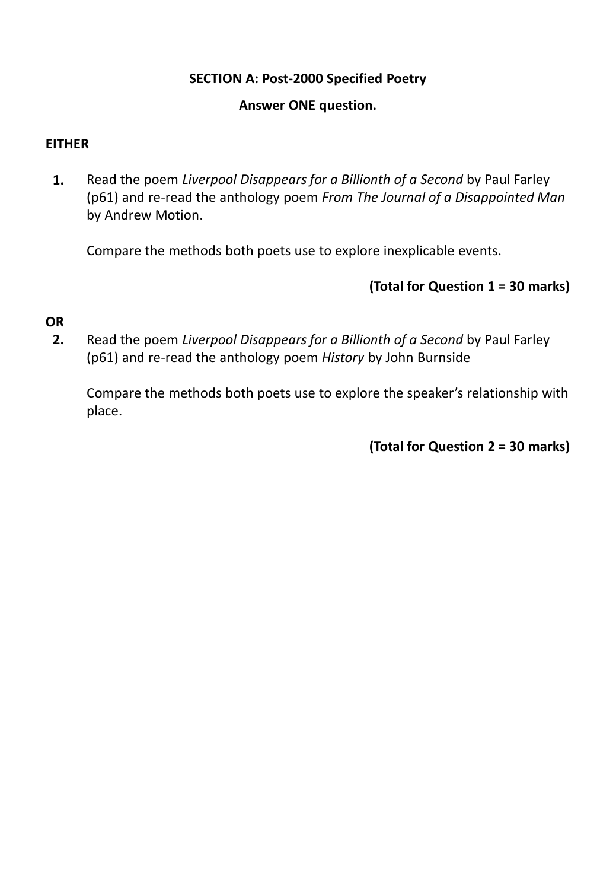**SECTION A: Post-2000 Specified Poetry**

**Answer ONE question.**

**EITHER**

**1.** Read the poem *Liverpool Disappears for a Billionth of a Second* by Paul Farley (p61) and re-read the anthology poem *From The Journal of a Disappointed Man* by Andrew Motion.

Compare the methods both poets use to explore inexplicable events.

**(Total for Question 1 = 30 marks)**

**OR**

**2.** Read the poem *Liverpool Disappears for a Billionth of a Second* by Paul Farley (p61) and re-read the anthology poem *History* by John Burnside

Compare the methods both poets use to explore the speaker's relationship with place.

**(Total for Question 2 = 30 marks)**